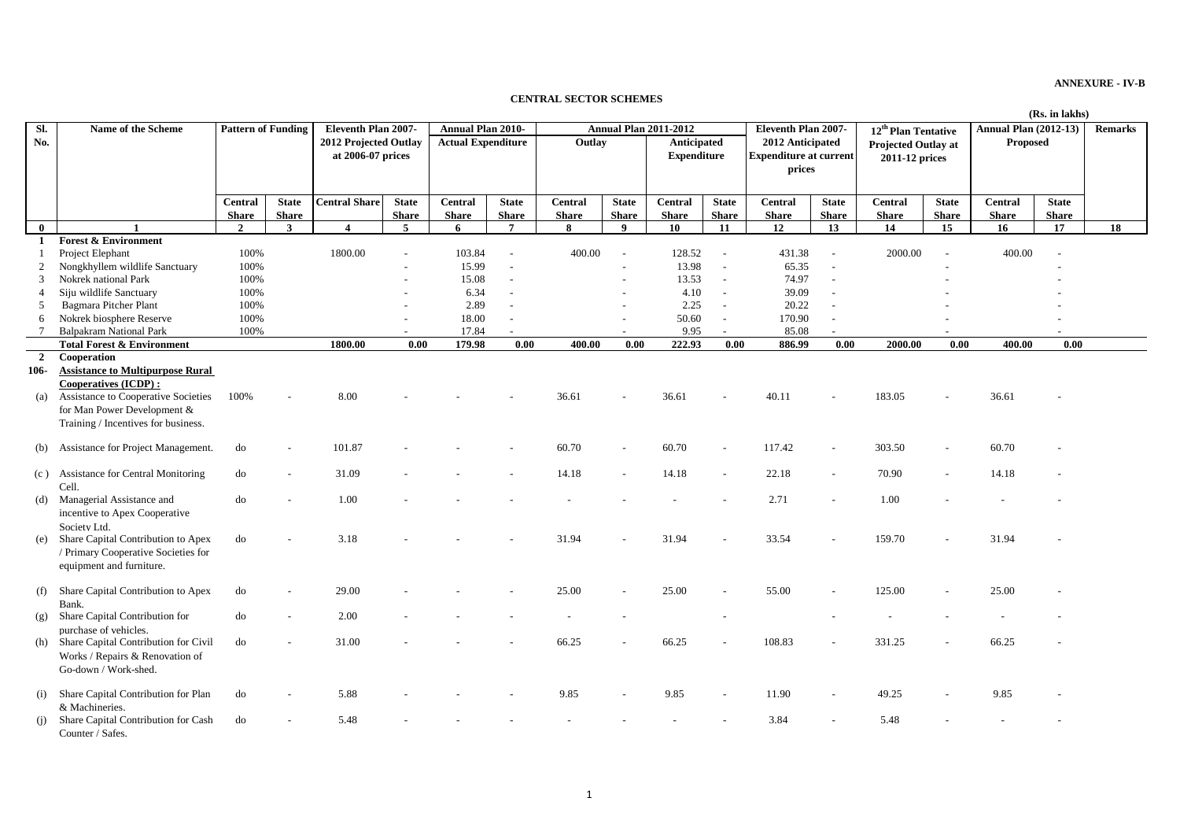**ANNEXURE - IV-B**

## CENTRAL SECTOR SCHEMES

(Rs. in lakhs)

| Sl. No. | Name of the Scheme | Pattern of Funding | | Eleventh Plan 2007-2012 Projected Outlay at 2006-07 prices | | Annual Plan 2010- Actual Expenditure | | Annual Plan 2011-2012 | | | | Eleventh Plan 2007-2012 Anticipated Expenditure at current prices | | 12th Plan Tentative Projected Outlay at 2011-12 prices | | Annual Plan (2012-13) Proposed | | Remarks |
|---|---|---|---|---|---|---|---|---|---|---|---|---|---|---|---|---|---|---|
| | | | | | | | | Outlay | | Anticipated Expenditure | | | | | | | | |
| | | Central Share | State Share | Central Share | State Share | Central Share | State Share | Central Share | State Share | Central Share | State Share | Central Share | State Share | Central Share | State Share | Central Share | State Share | |
| 0 | 1 | 2 | 3 | 4 | 5 | 6 | 7 | 8 | 9 | 10 | 11 | 12 | 13 | 14 | 15 | 16 | 17 | 18 |
| 1 | **Forest & Environment** | | | | | | | | | | | | | | | | | |
| 1 | Project Elephant | 100% | | 1800.00 | - | 103.84 | - | 400.00 | - | 128.52 | - | 431.38 | - | 2000.00 | - | 400.00 | - | |
| 2 | Nongkhyllem wildlife Sanctuary | 100% | | | - | 15.99 | - | | - | 13.98 | - | 65.35 | - | | - | | - | |
| 3 | Nokrek national Park | 100% | | | - | 15.08 | - | | - | 13.53 | - | 74.97 | - | | - | | - | |
| 4 | Siju wildlife Sanctuary | 100% | | | - | 6.34 | - | | - | 4.10 | - | 39.09 | - | | - | | - | |
| 5 | Bagmara Pitcher Plant | 100% | | | - | 2.89 | - | | - | 2.25 | - | 20.22 | - | | - | | - | |
| 6 | Nokrek biosphere Reserve | 100% | | | - | 18.00 | - | | - | 50.60 | - | 170.90 | - | | - | | - | |
| 7 | Balpakram National Park | 100% | | | - | 17.84 | - | | - | 9.95 | - | 85.08 | - | | - | | - | |
| | **Total Forest & Environment** | | | **1800.00** | **0.00** | **179.98** | **0.00** | **400.00** | **0.00** | **222.93** | **0.00** | **886.99** | **0.00** | **2000.00** | **0.00** | **400.00** | **0.00** | |
| 2 | **Cooperation** | | | | | | | | | | | | | | | | | |
| 106- | **Assistance to Multipurpose Rural Cooperatives (ICDP) :** | | | | | | | | | | | | | | | | | |
| (a) | Assistance to Cooperative Societies for Man Power Development & Training / Incentives for business. | 100% | - | 8.00 | - | - | - | 36.61 | - | 36.61 | - | 40.11 | - | 183.05 | - | 36.61 | - | |
| (b) | Assistance for Project Management. | do | - | 101.87 | - | - | - | 60.70 | - | 60.70 | - | 117.42 | - | 303.50 | - | 60.70 | - | |
| (c ) | Assistance for Central Monitoring Cell. | do | - | 31.09 | - | - | - | 14.18 | - | 14.18 | - | 22.18 | - | 70.90 | - | 14.18 | - | |
| (d) | Managerial Assistance and incentive to Apex Cooperative Society Ltd. | do | - | 1.00 | - | - | - | - | - | - | - | 2.71 | - | 1.00 | - | - | - | |
| (e) | Share Capital Contribution to Apex / Primary Cooperative Societies for equipment and furniture. | do | - | 3.18 | - | - | - | 31.94 | - | 31.94 | - | 33.54 | - | 159.70 | - | 31.94 | - | |
| (f) | Share Capital Contribution to Apex Bank. | do | - | 29.00 | - | - | - | 25.00 | - | 25.00 | - | 55.00 | - | 125.00 | - | 25.00 | - | |
| (g) | Share Capital Contribution for purchase of vehicles. | do | - | 2.00 | - | - | - | - | - | | - | | - | - | - | - | - | |
| (h) | Share Capital Contribution for Civil Works / Repairs & Renovation of Go-down / Work-shed. | do | - | 31.00 | - | - | - | 66.25 | - | 66.25 | - | 108.83 | - | 331.25 | - | 66.25 | - | |
| (i) | Share Capital Contribution for Plan & Machineries. | do | - | 5.88 | - | - | - | 9.85 | - | 9.85 | - | 11.90 | - | 49.25 | - | 9.85 | - | |
| (j) | Share Capital Contribution for Cash Counter / Safes. | do | - | 5.48 | - | - | - | - | - | - | - | 3.84 | - | 5.48 | - | - | - | |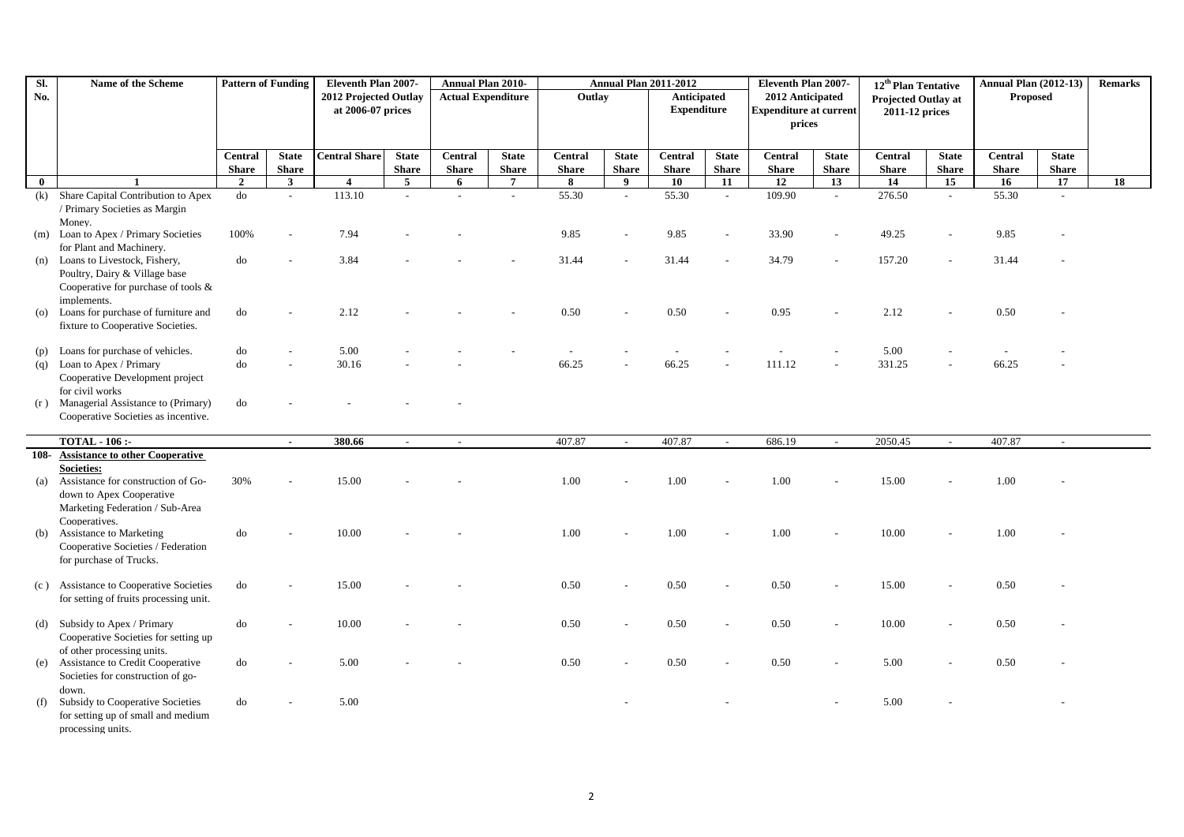| Sl. No. | Name of the Scheme | Pattern of Funding | | Eleventh Plan 2007-2012 Projected Outlay at 2006-07 prices | | Annual Plan 2010- Actual Expenditure | | Annual Plan 2011-2012 | | | | Eleventh Plan 2007-2012 Anticipated Expenditure at current prices | | 12th Plan Tentative Projected Outlay at 2011-12 prices | | Annual Plan (2012-13) Proposed | | Remarks |
|---|---|---|---|---|---|---|---|---|---|---|---|---|---|---|---|---|---|---|
| | | | | | | | | Outlay | | Anticipated Expenditure | | | | | | | | |
| | | Central Share | State Share | Central Share | State Share | Central Share | State Share | Central Share | State Share | Central Share | State Share | Central Share | State Share | Central Share | State Share | Central Share | State Share | |
| 0 | 1 | 2 | 3 | 4 | 5 | 6 | 7 | 8 | 9 | 10 | 11 | 12 | 13 | 14 | 15 | 16 | 17 | 18 |
| (k) | Share Capital Contribution to Apex / Primary Societies as Margin Money. | do | - | 113.10 | - | - | - | 55.30 | - | 55.30 | - | 109.90 | - | 276.50 | - | 55.30 | - | |
| (m) | Loan to Apex / Primary Societies for Plant and Machinery. | 100% | - | 7.94 | - | - | | 9.85 | - | 9.85 | - | 33.90 | - | 49.25 | - | 9.85 | - | |
| (n) | Loans to Livestock, Fishery, Poultry, Dairy & Village base Cooperative for purchase of tools & implements. | do | - | 3.84 | - | - | - | 31.44 | - | 31.44 | - | 34.79 | - | 157.20 | - | 31.44 | - | |
| (o) | Loans for purchase of furniture and fixture to Cooperative Societies. | do | - | 2.12 | - | - | - | 0.50 | - | 0.50 | - | 0.95 | - | 2.12 | - | 0.50 | - | |
| (p) | Loans for purchase of vehicles. | do | - | 5.00 | - | - | - | - | - | - | - | - | - | 5.00 | - | - | - | |
| (q) | Loan to Apex / Primary Cooperative Development project for civil works | do | - | 30.16 | - | - | | 66.25 | - | 66.25 | - | 111.12 | - | 331.25 | - | 66.25 | - | |
| (r ) | Managerial Assistance to (Primary) Cooperative Societies as incentive. | do | - | - | - | - | | | | | | | | | | | | |
| | **TOTAL - 106 :-** | | **-** | **380.66** | - | - | | 407.87 | - | 407.87 | - | 686.19 | - | 2050.45 | - | 407.87 | - | |
| **108-** | **Assistance to other Cooperative Societies:** | | | | | | | | | | | | | | | | | |
| (a) | Assistance for construction of Go-down to Apex Cooperative Marketing Federation / Sub-Area Cooperatives. | 30% | - | 15.00 | - | - | | 1.00 | - | 1.00 | - | 1.00 | - | 15.00 | - | 1.00 | - | |
| (b) | Assistance to Marketing Cooperative Societies / Federation for purchase of Trucks. | do | - | 10.00 | - | - | | 1.00 | - | 1.00 | - | 1.00 | - | 10.00 | - | 1.00 | - | |
| (c ) | Assistance to Cooperative Societies for setting of fruits processing unit. | do | - | 15.00 | - | - | | 0.50 | - | 0.50 | - | 0.50 | - | 15.00 | - | 0.50 | - | |
| (d) | Subsidy to Apex / Primary Cooperative Societies for setting up of other processing units. | do | - | 10.00 | - | - | | 0.50 | - | 0.50 | - | 0.50 | - | 10.00 | - | 0.50 | - | |
| (e) | Assistance to Credit Cooperative Societies for construction of go-down. | do | - | 5.00 | - | - | | 0.50 | - | 0.50 | - | 0.50 | - | 5.00 | - | 0.50 | - | |
| (f) | Subsidy to Cooperative Societies for setting up of small and medium processing units. | do | - | 5.00 | | | | | - | | - | | - | 5.00 | - | | - | |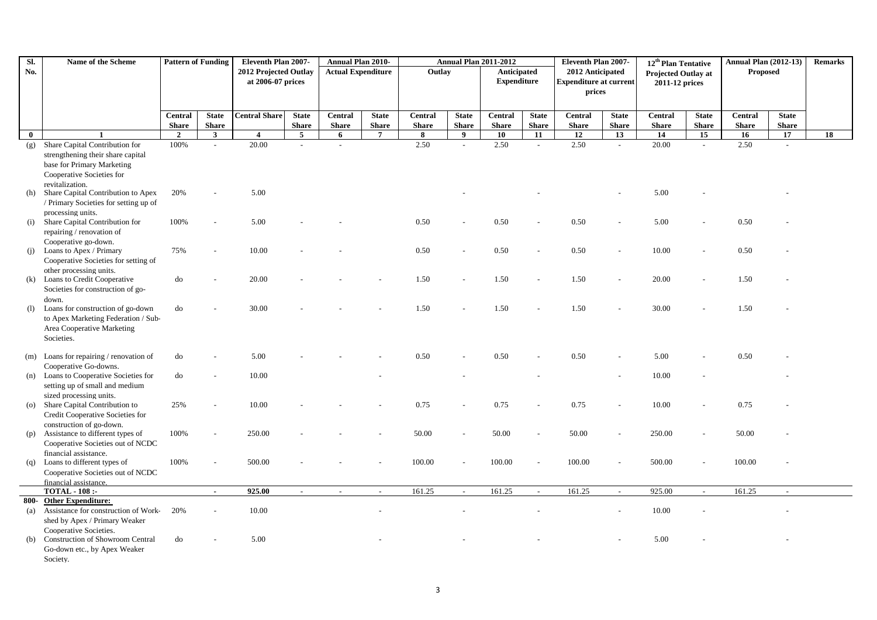| Sl. No. | Name of the Scheme | Pattern of Funding | | Eleventh Plan 2007-2012 Projected Outlay at 2006-07 prices | | Annual Plan 2010- Actual Expenditure | | Annual Plan 2011-2012 | | | | Eleventh Plan 2007-2012 Anticipated Expenditure at current prices | | 12th Plan Tentative Projected Outlay at 2011-12 prices | | Annual Plan (2012-13) Proposed | | Remarks |
|---|---|---|---|---|---|---|---|---|---|---|---|---|---|---|---|---|---|---|
| | | | | | | | | Outlay | | Anticipated Expenditure | | | | | | | | |
| | | Central Share | State Share | Central Share | State Share | Central Share | State Share | Central Share | State Share | Central Share | State Share | Central Share | State Share | Central Share | State Share | Central Share | State Share | |
| 0 | 1 | 2 | 3 | 4 | 5 | 6 | 7 | 8 | 9 | 10 | 11 | 12 | 13 | 14 | 15 | 16 | 17 | 18 |
| (g) | Share Capital Contribution for strengthening their share capital base for Primary Marketing Cooperative Societies for revitalization. | 100% | - | 20.00 | - | - | | 2.50 | - | 2.50 | - | 2.50 | - | 20.00 | - | 2.50 | - | |
| (h) | Share Capital Contribution to Apex / Primary Societies for setting up of processing units. | 20% | - | 5.00 | | | | | - | | - | | - | 5.00 | - | | - | |
| (i) | Share Capital Contribution for repairing / renovation of Cooperative go-down. | 100% | - | 5.00 | - | - | | 0.50 | - | 0.50 | - | 0.50 | - | 5.00 | - | 0.50 | - | |
| (j) | Loans to Apex / Primary Cooperative Societies for setting of other processing units. | 75% | - | 10.00 | - | - | | 0.50 | - | 0.50 | - | 0.50 | - | 10.00 | - | 0.50 | - | |
| (k) | Loans to Credit Cooperative Societies for construction of go-down. | do | - | 20.00 | - | - | - | 1.50 | - | 1.50 | - | 1.50 | - | 20.00 | - | 1.50 | - | |
| (l) | Loans for construction of go-down to Apex Marketing Federation / Sub-Area Cooperative Marketing Societies. | do | - | 30.00 | - | - | - | 1.50 | - | 1.50 | - | 1.50 | - | 30.00 | - | 1.50 | - | |
| (m) | Loans for repairing / renovation of Cooperative Go-downs. | do | - | 5.00 | - | - | - | 0.50 | - | 0.50 | - | 0.50 | - | 5.00 | - | 0.50 | - | |
| (n) | Loans to Cooperative Societies for setting up of small and medium sized processing units. | do | - | 10.00 | | | - | | - | | - | | - | 10.00 | - | | - | |
| (o) | Share Capital Contribution to Credit Cooperative Societies for construction of go-down. | 25% | - | 10.00 | - | - | - | 0.75 | - | 0.75 | - | 0.75 | - | 10.00 | - | 0.75 | - | |
| (p) | Assistance to different types of Cooperative Societies out of NCDC financial assistance. | 100% | - | 250.00 | - | - | - | 50.00 | - | 50.00 | - | 50.00 | - | 250.00 | - | 50.00 | - | |
| (q) | Loans to different types of Cooperative Societies out of NCDC financial assistance. | 100% | - | 500.00 | - | - | - | 100.00 | - | 100.00 | - | 100.00 | - | 500.00 | - | 100.00 | - | |
| | **TOTAL - 108 :-** | | **-** | **925.00** | - | - | - | 161.25 | - | 161.25 | - | 161.25 | - | 925.00 | - | 161.25 | - | |
| **800-** | **Other Expenditure:** | | | | | | | | | | | | | | | | | |
| (a) | Assistance for construction of Work-shed by Apex / Primary Weaker Cooperative Societies. | 20% | - | 10.00 | | | - | | - | | - | | - | 10.00 | - | | - | |
| (b) | Construction of Showroom Central Go-down etc., by Apex Weaker Society. | do | - | 5.00 | | | - | | - | | - | | - | 5.00 | - | | - | |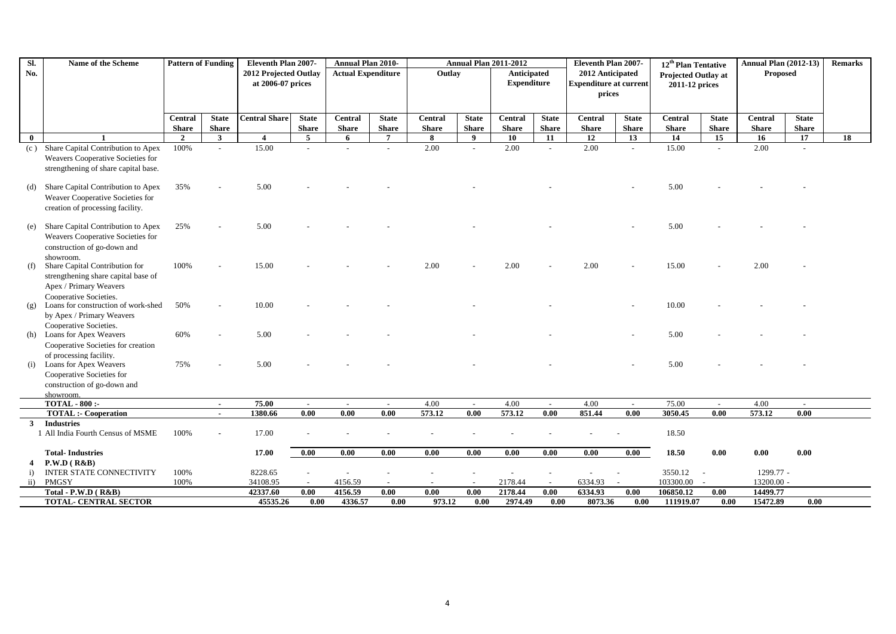| Sl. No. | Name of the Scheme | Pattern of Funding | | Eleventh Plan 2007-2012 Projected Outlay at 2006-07 prices | | Annual Plan 2010- Actual Expenditure | | Annual Plan 2011-2012 | | | | Eleventh Plan 2007-2012 Anticipated Expenditure at current prices | | 12[th] Plan Tentative Projected Outlay at 2011-12 prices | | Annual Plan (2012-13) Proposed | | Remarks |
|---|---|---|---|---|---|---|---|---|---|---|---|---|---|---|---|---|---|---|
| | | | | | | | | Outlay | | Anticipated Expenditure | | | | | | | | |
| | | Central Share | State Share | Central Share | State Share | Central Share | State Share | Central Share | State Share | Central Share | State Share | Central Share | State Share | Central Share | State Share | Central Share | State Share | |
| 0 | 1 | 2 | 3 | 4 | 5 | 6 | 7 | 8 | 9 | 10 | 11 | 12 | 13 | 14 | 15 | 16 | 17 | 18 |
| (c ) | Share Capital Contribution to Apex Weavers Cooperative Societies for strengthening of share capital base. | 100% | - | 15.00 | - | - | - | 2.00 | - | 2.00 | - | 2.00 | - | 15.00 | - | 2.00 | - | |
| (d) | Share Capital Contribution to Apex Weaver Cooperative Societies for creation of processing facility. | 35% | - | 5.00 | - | - | - | | - | | - | | - | 5.00 | - | - | - | |
| (e) | Share Capital Contribution to Apex Weavers Cooperative Societies for construction of go-down and showroom. | 25% | - | 5.00 | - | - | - | | - | | - | | - | 5.00 | - | - | - | |
| (f) | Share Capital Contribution for strengthening share capital base of Apex / Primary Weavers Cooperative Societies. | 100% | - | 15.00 | - | - | - | 2.00 | - | 2.00 | - | 2.00 | - | 15.00 | - | 2.00 | - | |
| (g) | Loans for construction of work-shed by Apex / Primary Weavers Cooperative Societies. | 50% | - | 10.00 | - | - | - | | - | | - | | - | 10.00 | - | - | - | |
| (h) | Loans for Apex Weavers Cooperative Societies for creation of processing facility. | 60% | - | 5.00 | - | - | - | | - | | - | | - | 5.00 | - | - | - | |
| (i) | Loans for Apex Weavers Cooperative Societies for construction of go-down and showroom. | 75% | - | 5.00 | - | - | - | | - | | - | | - | 5.00 | - | - | - | |
| | **TOTAL - 800 :-** | | - | **75.00** | - | - | - | 4.00 | - | 4.00 | - | 4.00 | - | 75.00 | - | 4.00 | - | |
| | **TOTAL :- Cooperation** | | - | **1380.66** | **0.00** | **0.00** | **0.00** | **573.12** | **0.00** | **573.12** | **0.00** | **851.44** | **0.00** | **3050.45** | **0.00** | **573.12** | **0.00** | |
| **3** | **Industries** | | | | | | | | | | | | | | | | | |
| 1 | All India Fourth Census of MSME | 100% | - | 17.00 | - | - | - | - | - | - | - | - | - | 18.50 | | | | |
| | **Total- Industries** | | | **17.00** | **0.00** | **0.00** | **0.00** | **0.00** | **0.00** | **0.00** | **0.00** | **0.00** | **0.00** | **18.50** | **0.00** | **0.00** | **0.00** | |
| **4** | **P.W.D ( R&B)** | | | | | | | | | | | | | | | | | |
| i) | INTER STATE CONNECTIVITY | 100% | | 8228.65 | - | - | - | - | - | - | - | - | - | 3550.12 | - | 1299.77 | - | |
| ii) | PMGSY | 100% | | 34108.95 | - | 4156.59 | - | - | - | 2178.44 | - | 6334.93 | - | 103300.00 | - | 13200.00 | - | |
| | **Total - P.W.D ( R&B)** | | | **42337.60** | **0.00** | **4156.59** | **0.00** | **0.00** | **0.00** | **2178.44** | **0.00** | **6334.93** | **0.00** | **106850.12** | **0.00** | **14499.77** | | |
| | **TOTAL- CENTRAL SECTOR** | | | **45535.26** | **0.00** | **4336.57** | **0.00** | **973.12** | **0.00** | **2974.49** | **0.00** | **8073.36** | **0.00** | **111919.07** | **0.00** | **15472.89** | **0.00** | |